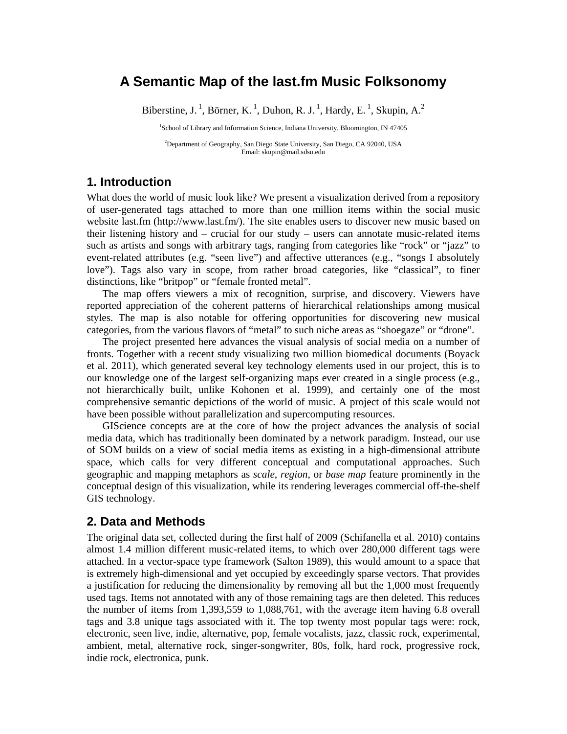# A Semantic Map of the last.fm Music Folksonomy

Biberstine, J. [1], Börner, K. [1], Duhon, R. J. [1], Hardy, E. [1], Skupin, A.[2]

[1]School of Library and Information Science, Indiana University, Bloomington, IN 47405

[2]Department of Geography, San Diego State University, San Diego, CA 92040, USA
Email: skupin@mail.sdsu.edu

## 1. Introduction

What does the world of music look like? We present a visualization derived from a repository of user-generated tags attached to more than one million items within the social music website last.fm (http://www.last.fm/). The site enables users to discover new music based on their listening history and – crucial for our study – users can annotate music-related items such as artists and songs with arbitrary tags, ranging from categories like "rock" or "jazz" to event-related attributes (e.g. "seen live") and affective utterances (e.g., "songs I absolutely love"). Tags also vary in scope, from rather broad categories, like "classical", to finer distinctions, like "britpop" or "female fronted metal".

The map offers viewers a mix of recognition, surprise, and discovery. Viewers have reported appreciation of the coherent patterns of hierarchical relationships among musical styles. The map is also notable for offering opportunities for discovering new musical categories, from the various flavors of "metal" to such niche areas as "shoegaze" or "drone".

The project presented here advances the visual analysis of social media on a number of fronts. Together with a recent study visualizing two million biomedical documents (Boyack et al. 2011), which generated several key technology elements used in our project, this is to our knowledge one of the largest self-organizing maps ever created in a single process (e.g., not hierarchically built, unlike Kohonen et al. 1999), and certainly one of the most comprehensive semantic depictions of the world of music. A project of this scale would not have been possible without parallelization and supercomputing resources.

GIScience concepts are at the core of how the project advances the analysis of social media data, which has traditionally been dominated by a network paradigm. Instead, our use of SOM builds on a view of social media items as existing in a high-dimensional attribute space, which calls for very different conceptual and computational approaches. Such geographic and mapping metaphors as *scale*, *region*, or *base map* feature prominently in the conceptual design of this visualization, while its rendering leverages commercial off-the-shelf GIS technology.

## 2. Data and Methods

The original data set, collected during the first half of 2009 (Schifanella et al. 2010) contains almost 1.4 million different music-related items, to which over 280,000 different tags were attached. In a vector-space type framework (Salton 1989), this would amount to a space that is extremely high-dimensional and yet occupied by exceedingly sparse vectors. That provides a justification for reducing the dimensionality by removing all but the 1,000 most frequently used tags. Items not annotated with any of those remaining tags are then deleted. This reduces the number of items from 1,393,559 to 1,088,761, with the average item having 6.8 overall tags and 3.8 unique tags associated with it. The top twenty most popular tags were: rock, electronic, seen live, indie, alternative, pop, female vocalists, jazz, classic rock, experimental, ambient, metal, alternative rock, singer-songwriter, 80s, folk, hard rock, progressive rock, indie rock, electronica, punk.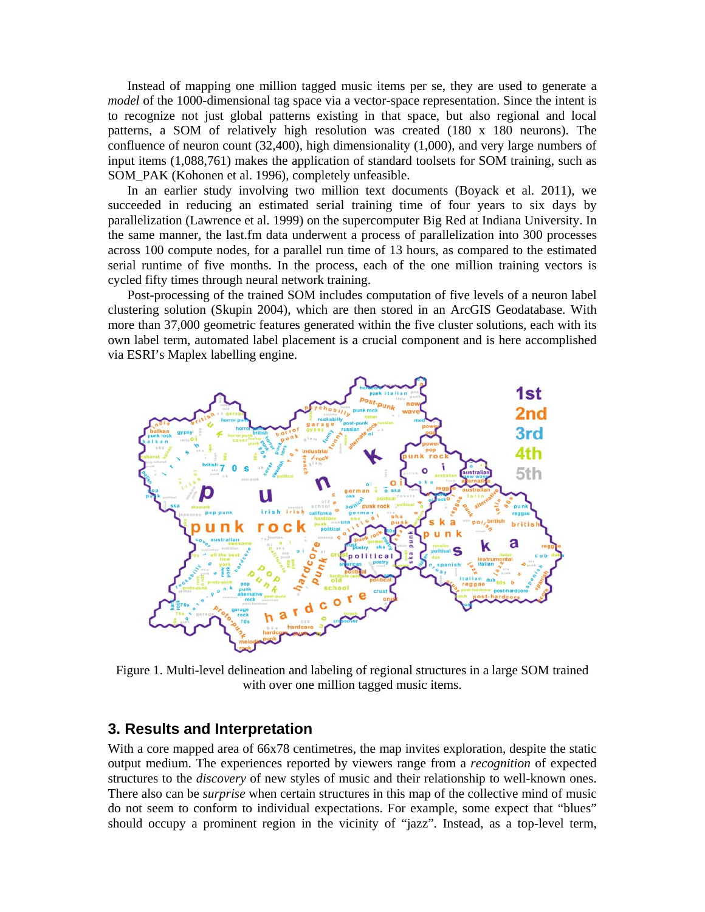Instead of mapping one million tagged music items per se, they are used to generate a *model* of the 1000-dimensional tag space via a vector-space representation. Since the intent is to recognize not just global patterns existing in that space, but also regional and local patterns, a SOM of relatively high resolution was created (180 x 180 neurons). The confluence of neuron count (32,400), high dimensionality (1,000), and very large numbers of input items (1,088,761) makes the application of standard toolsets for SOM training, such as SOM_PAK (Kohonen et al. 1996), completely unfeasible.

In an earlier study involving two million text documents (Boyack et al. 2011), we succeeded in reducing an estimated serial training time of four years to six days by parallelization (Lawrence et al. 1999) on the supercomputer Big Red at Indiana University. In the same manner, the last.fm data underwent a process of parallelization into 300 processes across 100 compute nodes, for a parallel run time of 13 hours, as compared to the estimated serial runtime of five months. In the process, each of the one million training vectors is cycled fifty times through neural network training.

Post-processing of the trained SOM includes computation of five levels of a neuron label clustering solution (Skupin 2004), which are then stored in an ArcGIS Geodatabase. With more than 37,000 geometric features generated within the five cluster solutions, each with its own label term, automated label placement is a crucial component and is here accomplished via ESRI's Maplex labelling engine.

Figure 1. Multi-level delineation and labeling of regional structures in a large SOM trained with over one million tagged music items.

## 3. Results and Interpretation

With a core mapped area of 66x78 centimetres, the map invites exploration, despite the static output medium. The experiences reported by viewers range from a *recognition* of expected structures to the *discovery* of new styles of music and their relationship to well-known ones. There also can be *surprise* when certain structures in this map of the collective mind of music do not seem to conform to individual expectations. For example, some expect that "blues" should occupy a prominent region in the vicinity of "jazz". Instead, as a top-level term,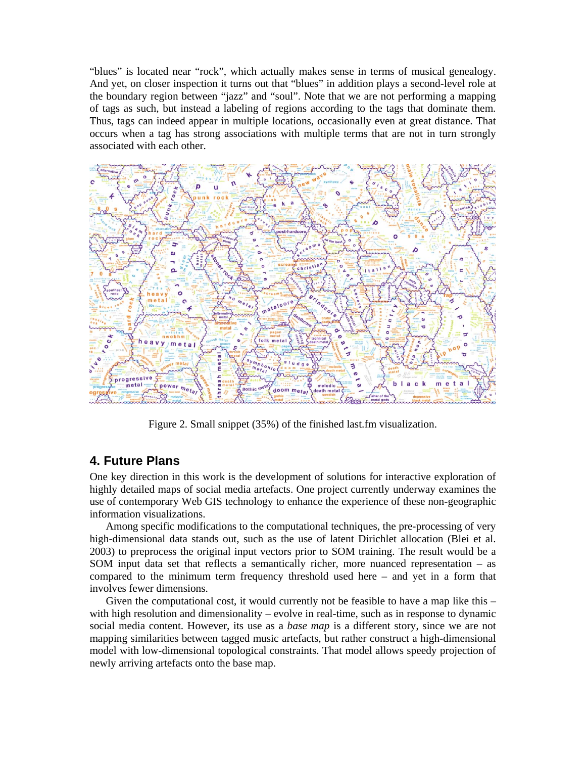“blues” is located near “rock”, which actually makes sense in terms of musical genealogy. And yet, on closer inspection it turns out that “blues” in addition plays a second-level role at the boundary region between “jazz” and “soul”. Note that we are not performing a mapping of tags as such, but instead a labeling of regions according to the tags that dominate them. Thus, tags can indeed appear in multiple locations, occasionally even at great distance. That occurs when a tag has strong associations with multiple terms that are not in turn strongly associated with each other.

Figure 2. Small snippet (35%) of the finished last.fm visualization.

## 4. Future Plans

One key direction in this work is the development of solutions for interactive exploration of highly detailed maps of social media artefacts. One project currently underway examines the use of contemporary Web GIS technology to enhance the experience of these non-geographic information visualizations.

Among specific modifications to the computational techniques, the pre-processing of very high-dimensional data stands out, such as the use of latent Dirichlet allocation (Blei et al. 2003) to preprocess the original input vectors prior to SOM training. The result would be a SOM input data set that reflects a semantically richer, more nuanced representation – as compared to the minimum term frequency threshold used here – and yet in a form that involves fewer dimensions.

Given the computational cost, it would currently not be feasible to have a map like this – with high resolution and dimensionality – evolve in real-time, such as in response to dynamic social media content. However, its use as a *base map* is a different story, since we are not mapping similarities between tagged music artefacts, but rather construct a high-dimensional model with low-dimensional topological constraints. That model allows speedy projection of newly arriving artefacts onto the base map.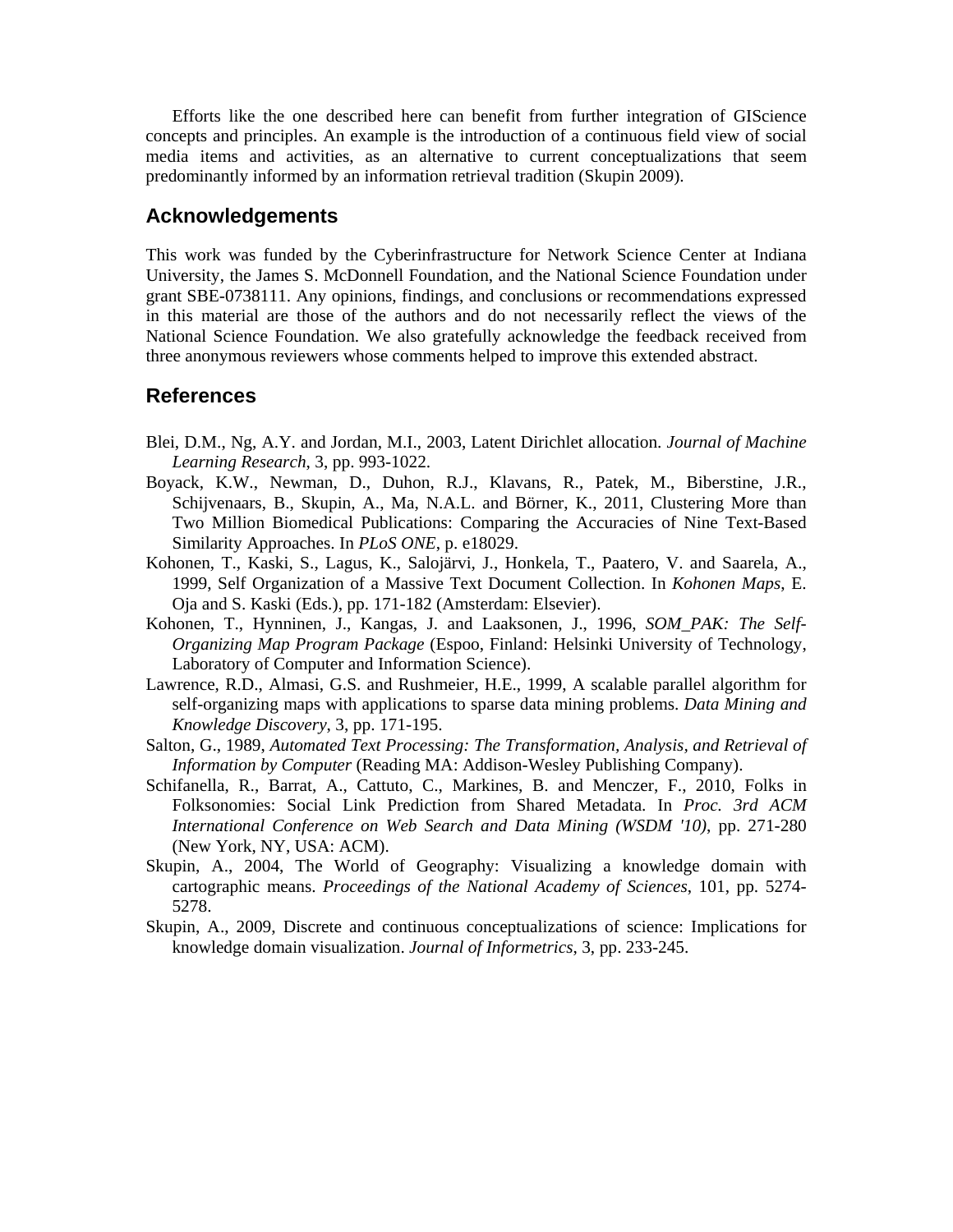Efforts like the one described here can benefit from further integration of GIScience concepts and principles. An example is the introduction of a continuous field view of social media items and activities, as an alternative to current conceptualizations that seem predominantly informed by an information retrieval tradition (Skupin 2009).

## Acknowledgements

This work was funded by the Cyberinfrastructure for Network Science Center at Indiana University, the James S. McDonnell Foundation, and the National Science Foundation under grant SBE-0738111. Any opinions, findings, and conclusions or recommendations expressed in this material are those of the authors and do not necessarily reflect the views of the National Science Foundation. We also gratefully acknowledge the feedback received from three anonymous reviewers whose comments helped to improve this extended abstract.

## References

Blei, D.M., Ng, A.Y. and Jordan, M.I., 2003, Latent Dirichlet allocation. *Journal of Machine Learning Research*, 3, pp. 993-1022.

Boyack, K.W., Newman, D., Duhon, R.J., Klavans, R., Patek, M., Biberstine, J.R., Schijvenaars, B., Skupin, A., Ma, N.A.L. and Börner, K., 2011, Clustering More than Two Million Biomedical Publications: Comparing the Accuracies of Nine Text-Based Similarity Approaches. In *PLoS ONE*, p. e18029.

Kohonen, T., Kaski, S., Lagus, K., Salojärvi, J., Honkela, T., Paatero, V. and Saarela, A., 1999, Self Organization of a Massive Text Document Collection. In *Kohonen Maps*, E. Oja and S. Kaski (Eds.), pp. 171-182 (Amsterdam: Elsevier).

Kohonen, T., Hynninen, J., Kangas, J. and Laaksonen, J., 1996, *SOM_PAK: The Self-Organizing Map Program Package* (Espoo, Finland: Helsinki University of Technology, Laboratory of Computer and Information Science).

Lawrence, R.D., Almasi, G.S. and Rushmeier, H.E., 1999, A scalable parallel algorithm for self-organizing maps with applications to sparse data mining problems. *Data Mining and Knowledge Discovery*, 3, pp. 171-195.

Salton, G., 1989, *Automated Text Processing: The Transformation, Analysis, and Retrieval of Information by Computer* (Reading MA: Addison-Wesley Publishing Company).

Schifanella, R., Barrat, A., Cattuto, C., Markines, B. and Menczer, F., 2010, Folks in Folksonomies: Social Link Prediction from Shared Metadata. In *Proc. 3rd ACM International Conference on Web Search and Data Mining (WSDM '10)*, pp. 271-280 (New York, NY, USA: ACM).

Skupin, A., 2004, The World of Geography: Visualizing a knowledge domain with cartographic means. *Proceedings of the National Academy of Sciences*, 101, pp. 5274-5278.

Skupin, A., 2009, Discrete and continuous conceptualizations of science: Implications for knowledge domain visualization. *Journal of Informetrics*, 3, pp. 233-245.